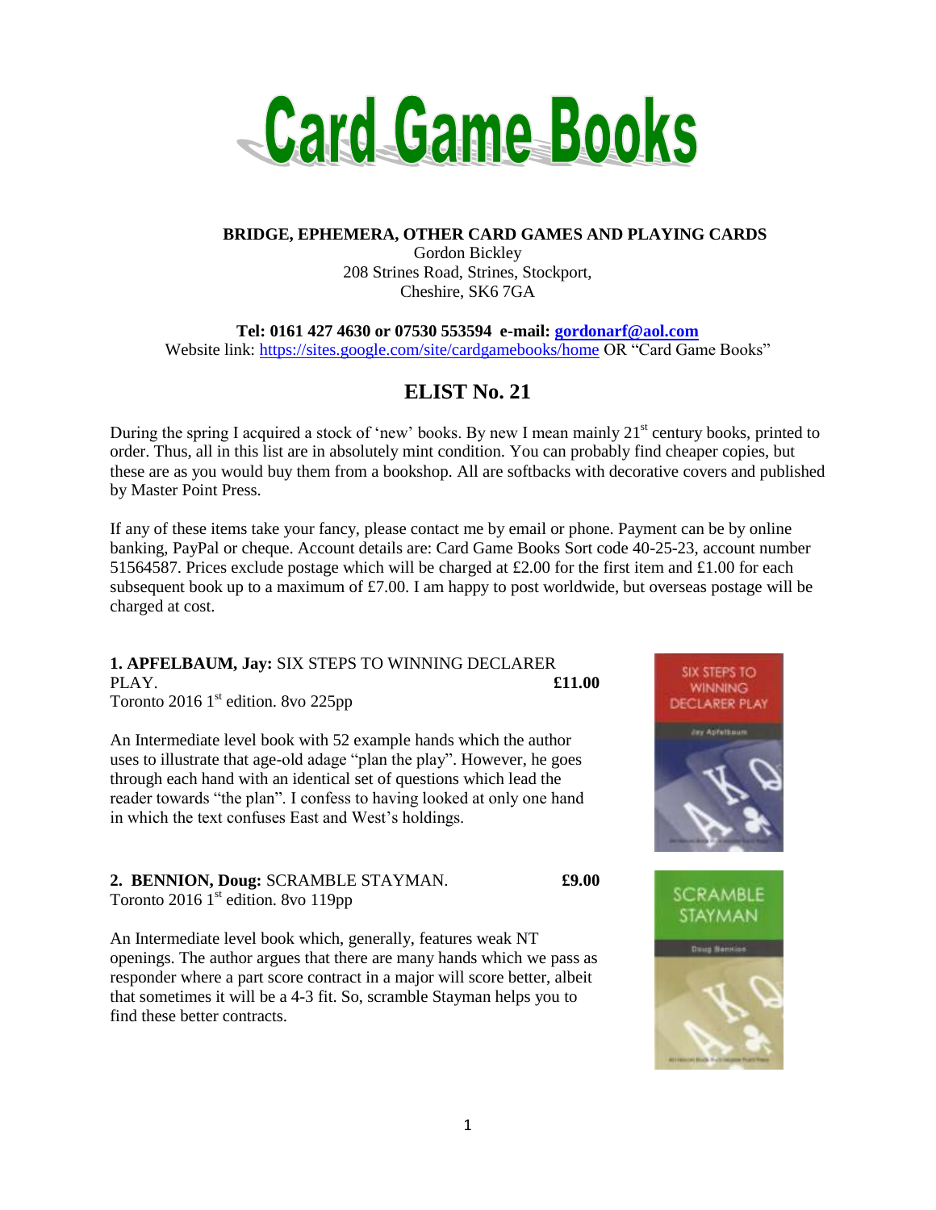# Card Game Books

**BRIDGE, EPHEMERA, OTHER CARD GAMES AND PLAYING CARDS**

Gordon Bickley
208 Strines Road, Strines, Stockport,
Cheshire, SK6 7GA

**Tel: 0161 427 4630 or 07530 553594 e-mail: gordonarf@aol.com**
Website link: https://sites.google.com/site/cardgamebooks/home OR "Card Game Books"

## ELIST No. 21

During the spring I acquired a stock of 'new' books. By new I mean mainly 21st century books, printed to order. Thus, all in this list are in absolutely mint condition. You can probably find cheaper copies, but these are as you would buy them from a bookshop. All are softbacks with decorative covers and published by Master Point Press.

If any of these items take your fancy, please contact me by email or phone. Payment can be by online banking, PayPal or cheque. Account details are: Card Game Books Sort code 40-25-23, account number 51564587. Prices exclude postage which will be charged at £2.00 for the first item and £1.00 for each subsequent book up to a maximum of £7.00. I am happy to post worldwide, but overseas postage will be charged at cost.

**1. APFELBAUM, Jay:** SIX STEPS TO WINNING DECLARER PLAY. **£11.00**
Toronto 2016 1st edition. 8vo 225pp

An Intermediate level book with 52 example hands which the author uses to illustrate that age-old adage "plan the play". However, he goes through each hand with an identical set of questions which lead the reader towards "the plan". I confess to having looked at only one hand in which the text confuses East and West's holdings.

**2. BENNION, Doug:** SCRAMBLE STAYMAN. **£9.00**
Toronto 2016 1st edition. 8vo 119pp

An Intermediate level book which, generally, features weak NT openings. The author argues that there are many hands which we pass as responder where a part score contract in a major will score better, albeit that sometimes it will be a 4-3 fit. So, scramble Stayman helps you to find these better contracts.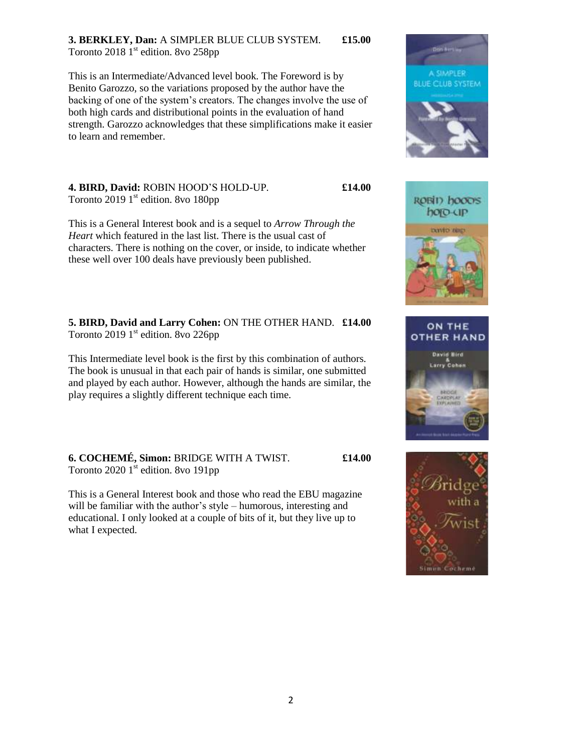**3. BERKLEY, Dan:** A SIMPLER BLUE CLUB SYSTEM. **£15.00**
Toronto 2018 1st edition. 8vo 258pp

This is an Intermediate/Advanced level book. The Foreword is by Benito Garozzo, so the variations proposed by the author have the backing of one of the system's creators. The changes involve the use of both high cards and distributional points in the evaluation of hand strength. Garozzo acknowledges that these simplifications make it easier to learn and remember.

**4. BIRD, David:** ROBIN HOOD'S HOLD-UP. **£14.00**
Toronto 2019 1st edition. 8vo 180pp

This is a General Interest book and is a sequel to *Arrow Through the Heart* which featured in the last list. There is the usual cast of characters. There is nothing on the cover, or inside, to indicate whether these well over 100 deals have previously been published.

**5. BIRD, David and Larry Cohen:** ON THE OTHER HAND. **£14.00**
Toronto 2019 1st edition. 8vo 226pp

This Intermediate level book is the first by this combination of authors. The book is unusual in that each pair of hands is similar, one submitted and played by each author. However, although the hands are similar, the play requires a slightly different technique each time.

**6. COCHEMÉ, Simon:** BRIDGE WITH A TWIST. **£14.00**
Toronto 2020 1st edition. 8vo 191pp

This is a General Interest book and those who read the EBU magazine will be familiar with the author's style – humorous, interesting and educational. I only looked at a couple of bits of it, but they live up to what I expected.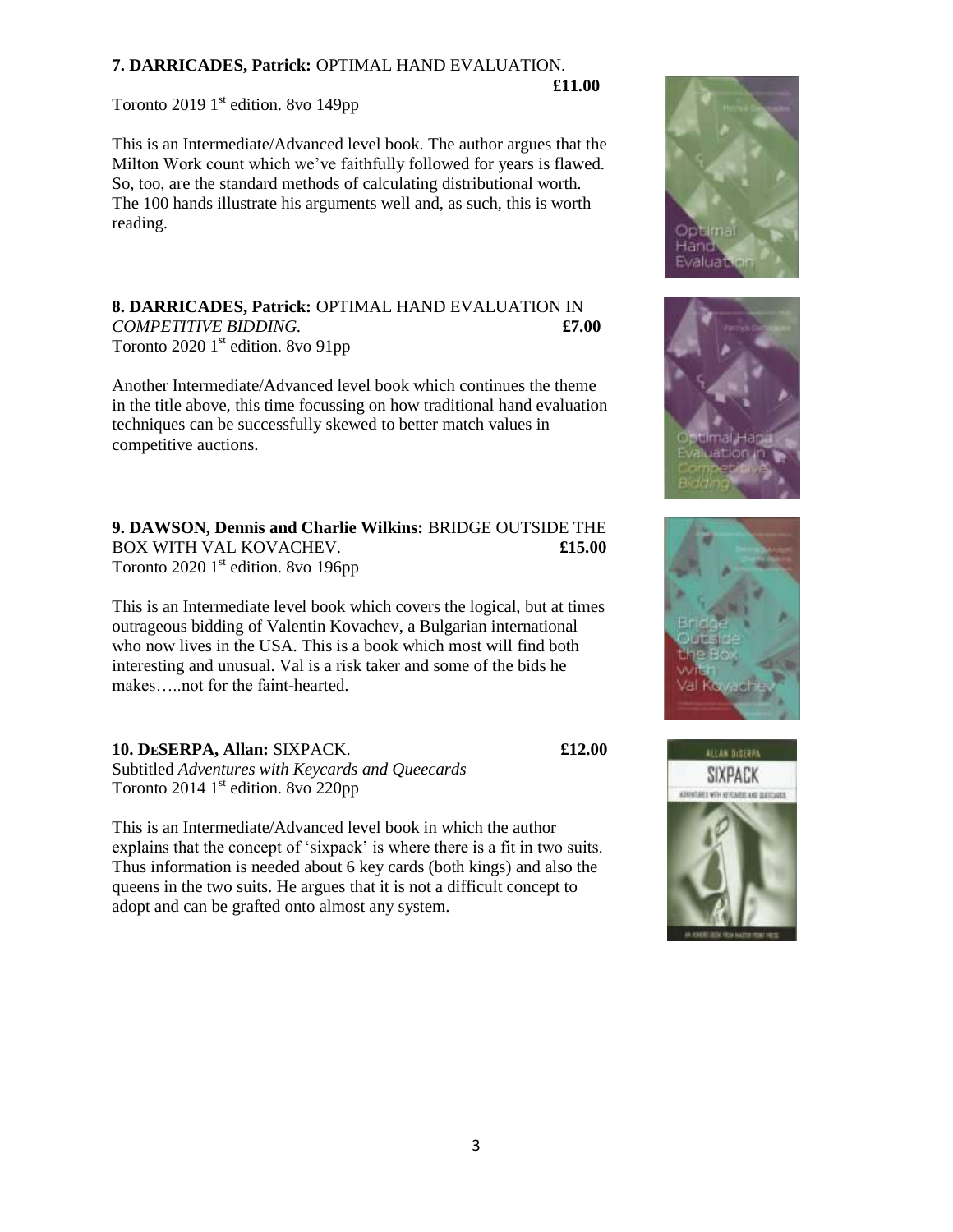**7. DARRICADES, Patrick:** OPTIMAL HAND EVALUATION. **£11.00**

Toronto 2019 1st edition. 8vo 149pp

This is an Intermediate/Advanced level book. The author argues that the Milton Work count which we've faithfully followed for years is flawed. So, too, are the standard methods of calculating distributional worth. The 100 hands illustrate his arguments well and, as such, this is worth reading.

**8. DARRICADES, Patrick:** OPTIMAL HAND EVALUATION IN *COMPETITIVE BIDDING.* **£7.00**

Toronto 2020 1st edition. 8vo 91pp

Another Intermediate/Advanced level book which continues the theme in the title above, this time focussing on how traditional hand evaluation techniques can be successfully skewed to better match values in competitive auctions.

**9. DAWSON, Dennis and Charlie Wilkins:** BRIDGE OUTSIDE THE BOX WITH VAL KOVACHEV. **£15.00**

Toronto 2020 1st edition. 8vo 196pp

This is an Intermediate level book which covers the logical, but at times outrageous bidding of Valentin Kovachev, a Bulgarian international who now lives in the USA. This is a book which most will find both interesting and unusual. Val is a risk taker and some of the bids he makes…..not for the faint-hearted.

**10. DeSERPA, Allan:** SIXPACK. **£12.00**

Subtitled *Adventures with Keycards and Queecards*

Toronto 2014 1st edition. 8vo 220pp

This is an Intermediate/Advanced level book in which the author explains that the concept of 'sixpack' is where there is a fit in two suits. Thus information is needed about 6 key cards (both kings) and also the queens in the two suits. He argues that it is not a difficult concept to adopt and can be grafted onto almost any system.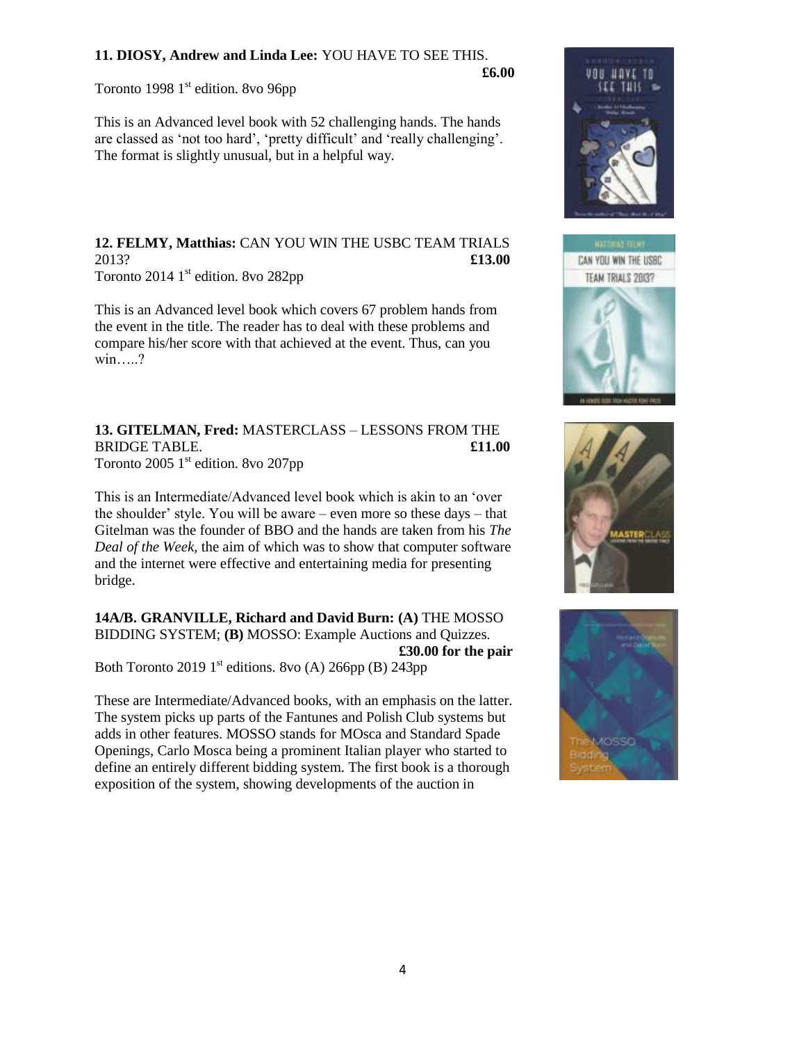**11. DIOSY, Andrew and Linda Lee:** YOU HAVE TO SEE THIS. **£6.00**

Toronto 1998 1st edition. 8vo 96pp

This is an Advanced level book with 52 challenging hands. The hands are classed as 'not too hard', 'pretty difficult' and 'really challenging'. The format is slightly unusual, but in a helpful way.

**12. FELMY, Matthias:** CAN YOU WIN THE USBC TEAM TRIALS 2013? **£13.00**

Toronto 2014 1st edition. 8vo 282pp

This is an Advanced level book which covers 67 problem hands from the event in the title. The reader has to deal with these problems and compare his/her score with that achieved at the event. Thus, can you win…..?

**13. GITELMAN, Fred:** MASTERCLASS – LESSONS FROM THE BRIDGE TABLE. **£11.00**

Toronto 2005 1st edition. 8vo 207pp

This is an Intermediate/Advanced level book which is akin to an 'over the shoulder' style. You will be aware – even more so these days – that Gitelman was the founder of BBO and the hands are taken from his *The Deal of the Week,* the aim of which was to show that computer software and the internet were effective and entertaining media for presenting bridge.

**14A/B. GRANVILLE, Richard and David Burn: (A)** THE MOSSO BIDDING SYSTEM; **(B)** MOSSO: Example Auctions and Quizzes. **£30.00 for the pair**

Both Toronto 2019 1st editions. 8vo (A) 266pp (B) 243pp

These are Intermediate/Advanced books, with an emphasis on the latter. The system picks up parts of the Fantunes and Polish Club systems but adds in other features. MOSSO stands for MOsca and Standard Spade Openings, Carlo Mosca being a prominent Italian player who started to define an entirely different bidding system. The first book is a thorough exposition of the system, showing developments of the auction in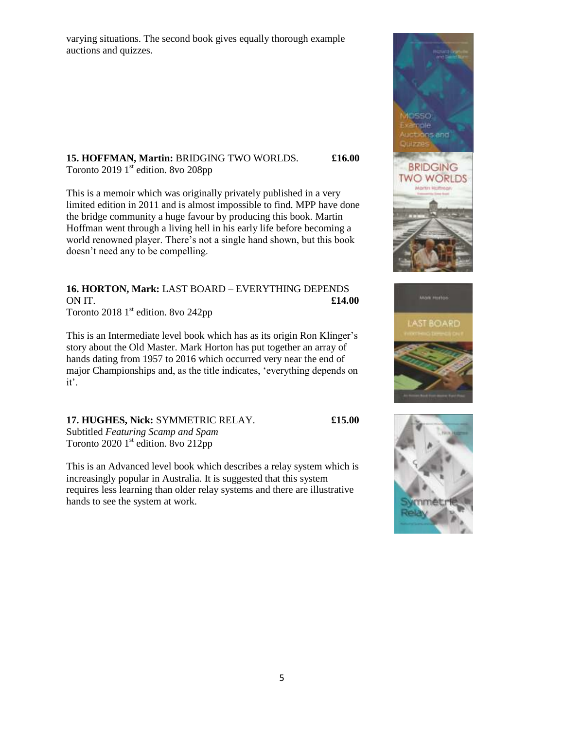varying situations. The second book gives equally thorough example auctions and quizzes.

**15. HOFFMAN, Martin:** BRIDGING TWO WORLDS. **£16.00**
Toronto 2019 1st edition. 8vo 208pp

This is a memoir which was originally privately published in a very limited edition in 2011 and is almost impossible to find. MPP have done the bridge community a huge favour by producing this book. Martin Hoffman went through a living hell in his early life before becoming a world renowned player. There's not a single hand shown, but this book doesn't need any to be compelling.

**16. HORTON, Mark:** LAST BOARD – EVERYTHING DEPENDS ON IT. **£14.00**
Toronto 2018 1st edition. 8vo 242pp

This is an Intermediate level book which has as its origin Ron Klinger's story about the Old Master. Mark Horton has put together an array of hands dating from 1957 to 2016 which occurred very near the end of major Championships and, as the title indicates, 'everything depends on it'.

**17. HUGHES, Nick:** SYMMETRIC RELAY. **£15.00**
Subtitled *Featuring Scamp and Spam*
Toronto 2020 1st edition. 8vo 212pp

This is an Advanced level book which describes a relay system which is increasingly popular in Australia. It is suggested that this system requires less learning than older relay systems and there are illustrative hands to see the system at work.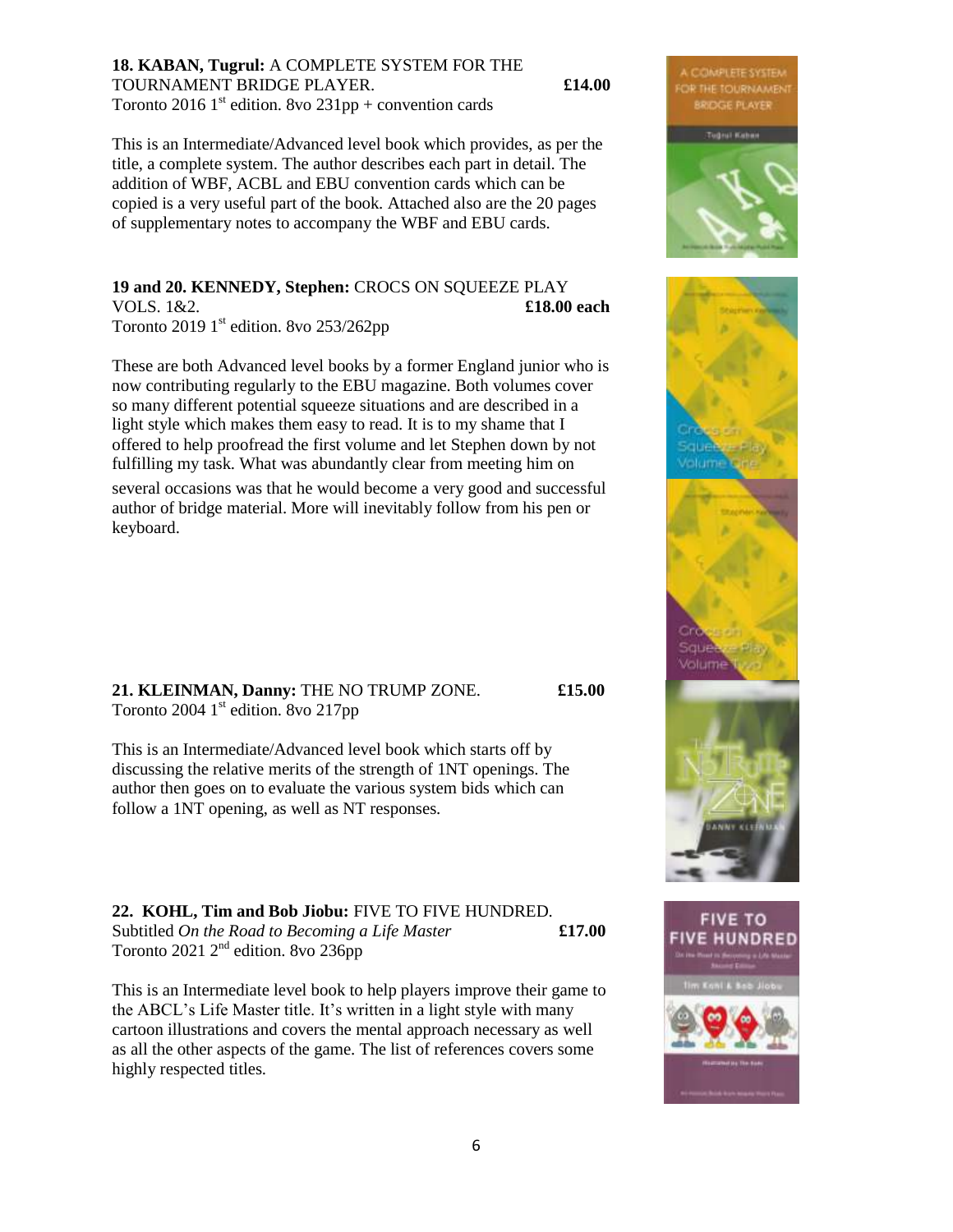**18. KABAN, Tugrul:** A COMPLETE SYSTEM FOR THE TOURNAMENT BRIDGE PLAYER. **£14.00**
Toronto 2016 1st edition. 8vo 231pp + convention cards

This is an Intermediate/Advanced level book which provides, as per the title, a complete system. The author describes each part in detail. The addition of WBF, ACBL and EBU convention cards which can be copied is a very useful part of the book. Attached also are the 20 pages of supplementary notes to accompany the WBF and EBU cards.

**19 and 20. KENNEDY, Stephen:** CROCS ON SQUEEZE PLAY VOLS. 1&2. **£18.00 each**
Toronto 2019 1st edition. 8vo 253/262pp

These are both Advanced level books by a former England junior who is now contributing regularly to the EBU magazine. Both volumes cover so many different potential squeeze situations and are described in a light style which makes them easy to read. It is to my shame that I offered to help proofread the first volume and let Stephen down by not fulfilling my task. What was abundantly clear from meeting him on several occasions was that he would become a very good and successful author of bridge material. More will inevitably follow from his pen or keyboard.

**21. KLEINMAN, Danny:** THE NO TRUMP ZONE. **£15.00**
Toronto 2004 1st edition. 8vo 217pp

This is an Intermediate/Advanced level book which starts off by discussing the relative merits of the strength of 1NT openings. The author then goes on to evaluate the various system bids which can follow a 1NT opening, as well as NT responses.

**22. KOHL, Tim and Bob Jiobu:** FIVE TO FIVE HUNDRED.
Subtitled *On the Road to Becoming a Life Master* **£17.00**
Toronto 2021 2nd edition. 8vo 236pp

This is an Intermediate level book to help players improve their game to the ABCL's Life Master title. It's written in a light style with many cartoon illustrations and covers the mental approach necessary as well as all the other aspects of the game. The list of references covers some highly respected titles.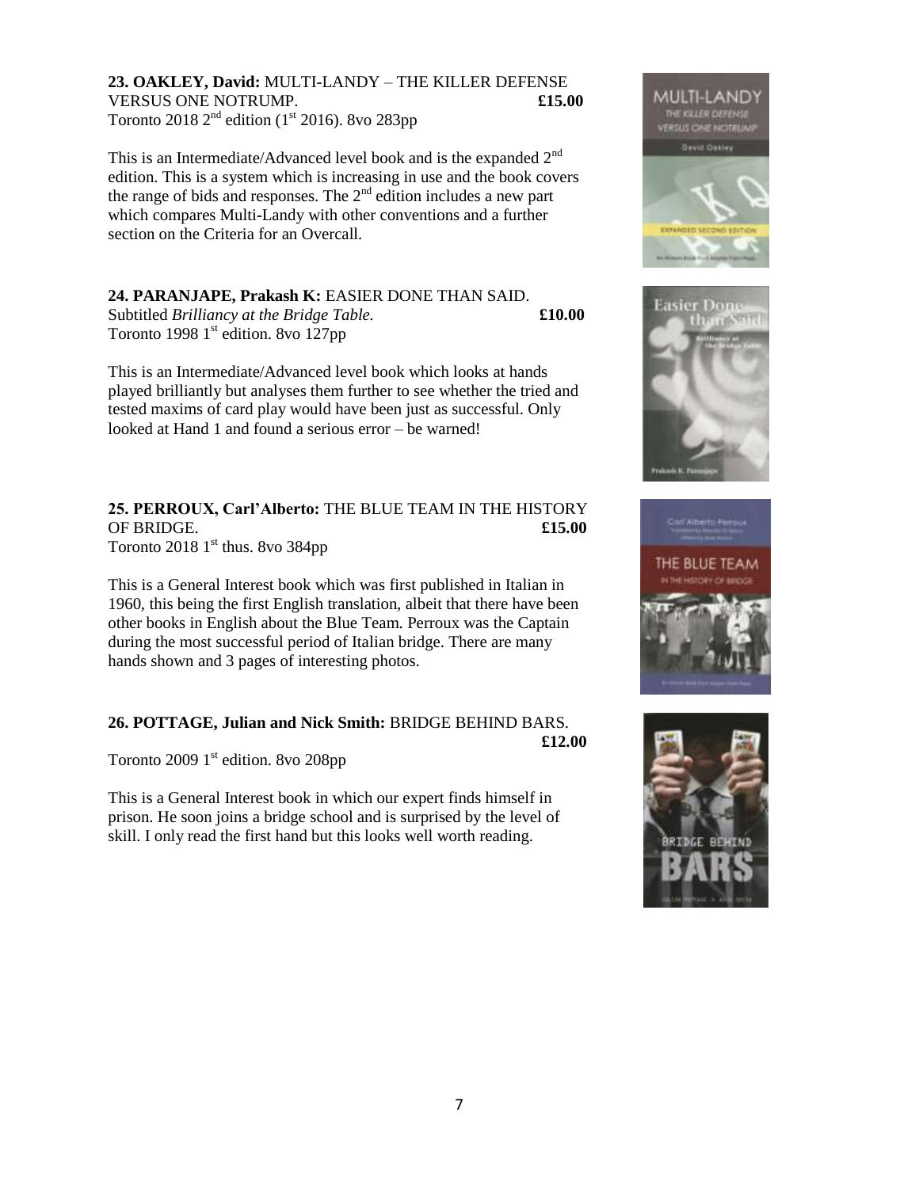**23. OAKLEY, David:** MULTI-LANDY – THE KILLER DEFENSE VERSUS ONE NOTRUMP. **£15.00**
Toronto 2018 2nd edition (1st 2016). 8vo 283pp

This is an Intermediate/Advanced level book and is the expanded 2nd edition. This is a system which is increasing in use and the book covers the range of bids and responses. The 2nd edition includes a new part which compares Multi-Landy with other conventions and a further section on the Criteria for an Overcall.

**24. PARANJAPE, Prakash K:** EASIER DONE THAN SAID. Subtitled *Brilliancy at the Bridge Table.* **£10.00**
Toronto 1998 1st edition. 8vo 127pp

This is an Intermediate/Advanced level book which looks at hands played brilliantly but analyses them further to see whether the tried and tested maxims of card play would have been just as successful. Only looked at Hand 1 and found a serious error – be warned!

**25. PERROUX, Carl'Alberto:** THE BLUE TEAM IN THE HISTORY OF BRIDGE. **£15.00**
Toronto 2018 1st thus. 8vo 384pp

This is a General Interest book which was first published in Italian in 1960, this being the first English translation, albeit that there have been other books in English about the Blue Team. Perroux was the Captain during the most successful period of Italian bridge. There are many hands shown and 3 pages of interesting photos.

**26. POTTAGE, Julian and Nick Smith:** BRIDGE BEHIND BARS. **£12.00**
Toronto 2009 1st edition. 8vo 208pp

This is a General Interest book in which our expert finds himself in prison. He soon joins a bridge school and is surprised by the level of skill. I only read the first hand but this looks well worth reading.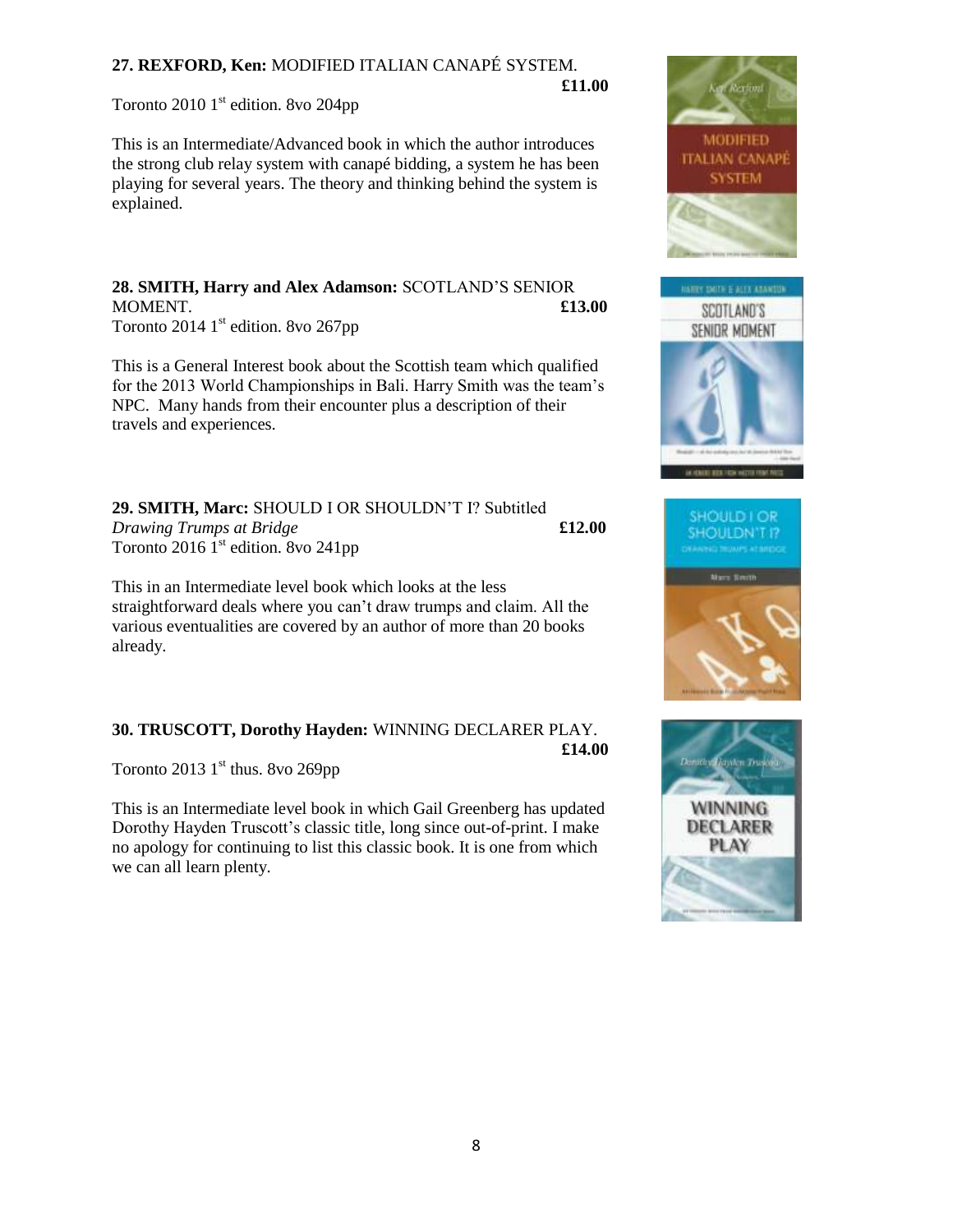**27. REXFORD, Ken:** MODIFIED ITALIAN CANAPÉ SYSTEM. **£11.00**

Toronto 2010 1st edition. 8vo 204pp

This is an Intermediate/Advanced book in which the author introduces the strong club relay system with canapé bidding, a system he has been playing for several years. The theory and thinking behind the system is explained.

**28. SMITH, Harry and Alex Adamson:** SCOTLAND'S SENIOR MOMENT. **£13.00**

Toronto 2014 1st edition. 8vo 267pp

This is a General Interest book about the Scottish team which qualified for the 2013 World Championships in Bali. Harry Smith was the team's NPC. Many hands from their encounter plus a description of their travels and experiences.

**29. SMITH, Marc:** SHOULD I OR SHOULDN'T I? Subtitled *Drawing Trumps at Bridge* **£12.00**

Toronto 2016 1st edition. 8vo 241pp

This in an Intermediate level book which looks at the less straightforward deals where you can't draw trumps and claim. All the various eventualities are covered by an author of more than 20 books already.

**30. TRUSCOTT, Dorothy Hayden:** WINNING DECLARER PLAY. **£14.00**

Toronto 2013 1st thus. 8vo 269pp

This is an Intermediate level book in which Gail Greenberg has updated Dorothy Hayden Truscott's classic title, long since out-of-print. I make no apology for continuing to list this classic book. It is one from which we can all learn plenty.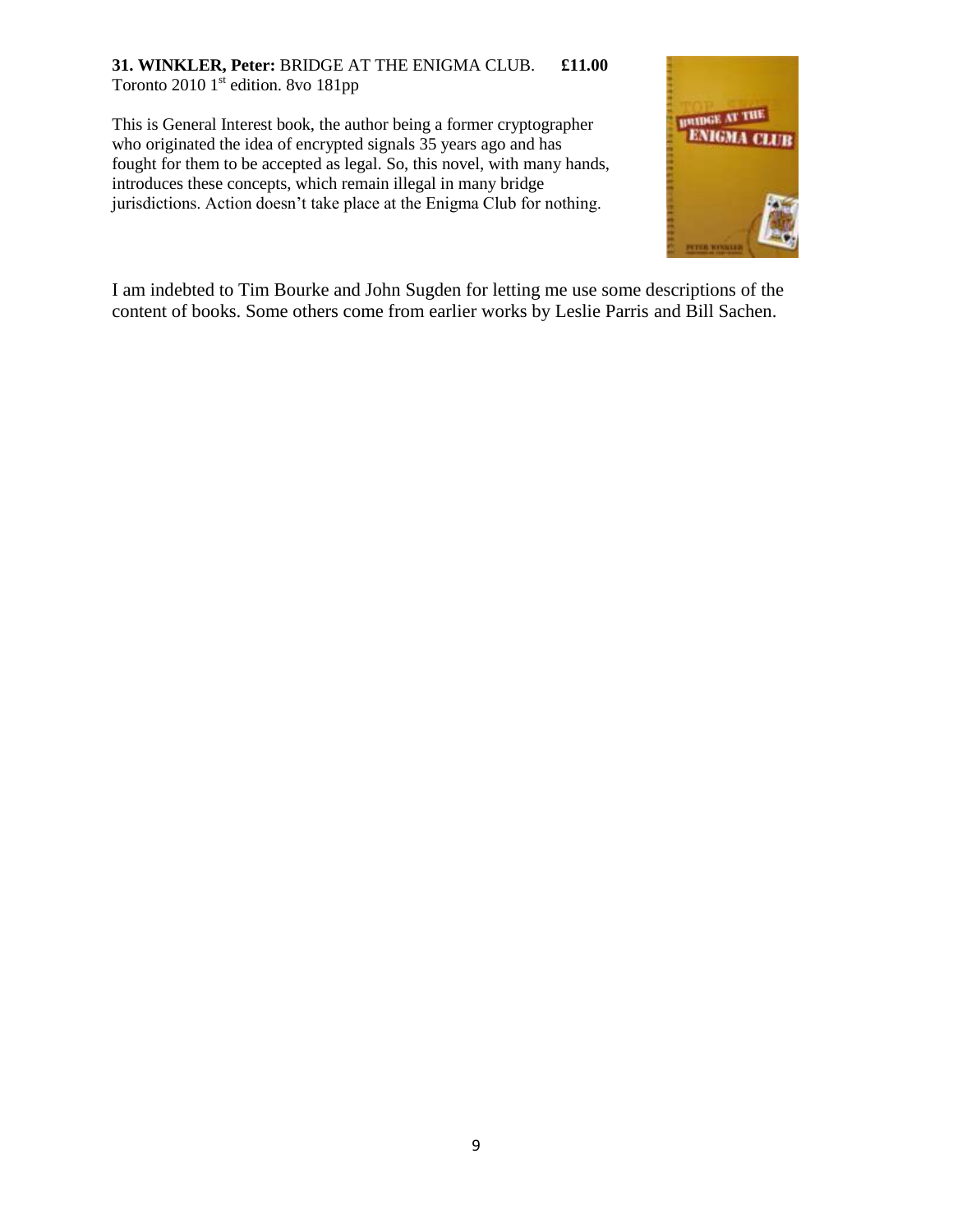**31. WINKLER, Peter:** BRIDGE AT THE ENIGMA CLUB. **£11.00**
Toronto 2010 1st edition. 8vo 181pp

This is General Interest book, the author being a former cryptographer who originated the idea of encrypted signals 35 years ago and has fought for them to be accepted as legal. So, this novel, with many hands, introduces these concepts, which remain illegal in many bridge jurisdictions. Action doesn't take place at the Enigma Club for nothing.

I am indebted to Tim Bourke and John Sugden for letting me use some descriptions of the content of books. Some others come from earlier works by Leslie Parris and Bill Sachen.